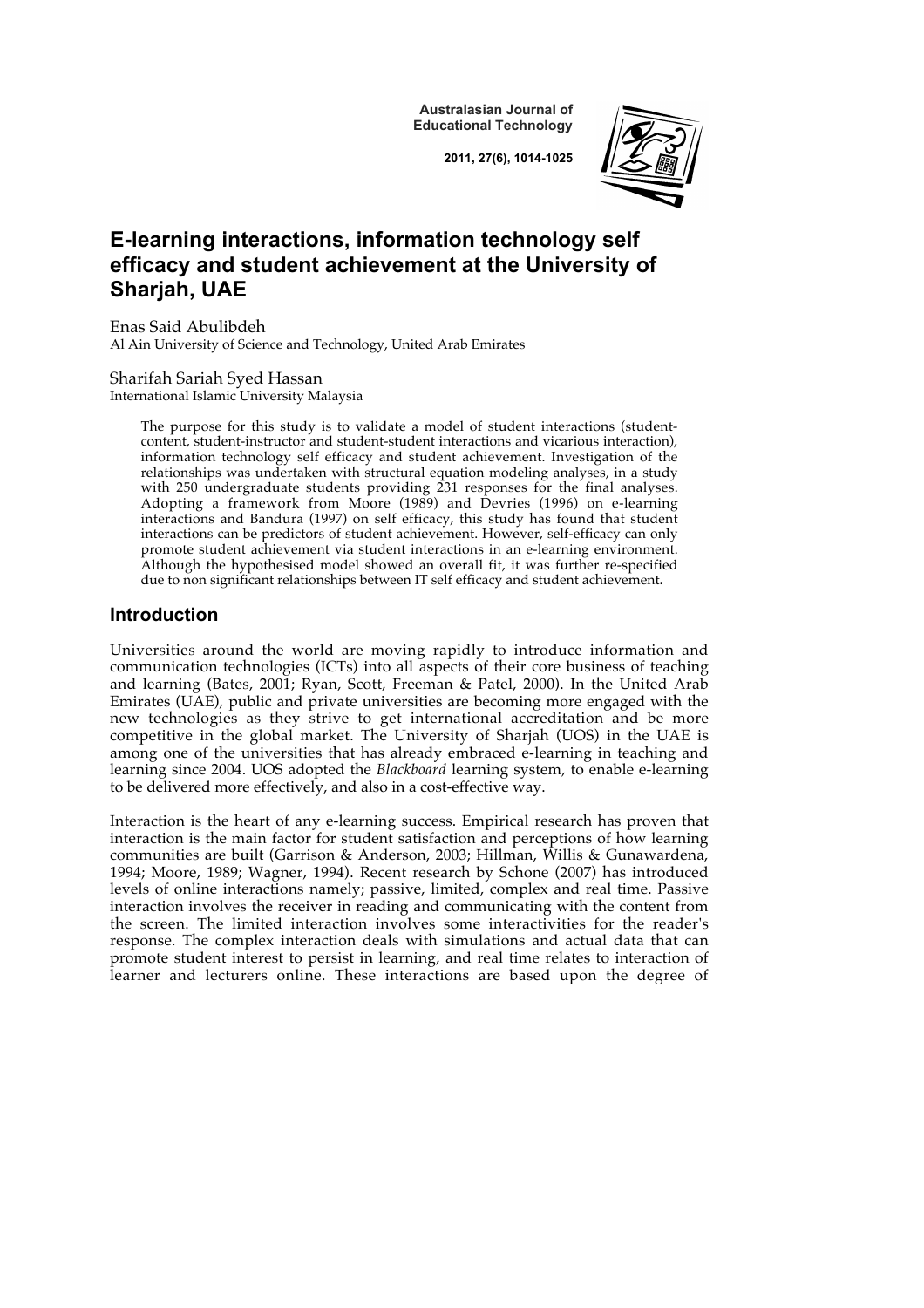# E-learning interactions, information technology self efficacy and student achievement at the University of Sharjah, UAE

Enas Said Abulibdeh
Al Ain University of Science and Technology, United Arab Emirates

Sharifah Sariah Syed Hassan
International Islamic University Malaysia

> The purpose for this study is to validate a model of student interactions (student-content, student-instructor and student-student interactions and vicarious interaction), information technology self efficacy and student achievement. Investigation of the relationships was undertaken with structural equation modeling analyses, in a study with 250 undergraduate students providing 231 responses for the final analyses. Adopting a framework from Moore (1989) and Devries (1996) on e-learning interactions and Bandura (1997) on self efficacy, this study has found that student interactions can be predictors of student achievement. However, self-efficacy can only promote student achievement via student interactions in an e-learning environment. Although the hypothesised model showed an overall fit, it was further re-specified due to non significant relationships between IT self efficacy and student achievement.

## Introduction

Universities around the world are moving rapidly to introduce information and communication technologies (ICTs) into all aspects of their core business of teaching and learning (Bates, 2001; Ryan, Scott, Freeman & Patel, 2000). In the United Arab Emirates (UAE), public and private universities are becoming more engaged with the new technologies as they strive to get international accreditation and be more competitive in the global market. The University of Sharjah (UOS) in the UAE is among one of the universities that has already embraced e-learning in teaching and learning since 2004. UOS adopted the *Blackboard* learning system, to enable e-learning to be delivered more effectively, and also in a cost-effective way.

Interaction is the heart of any e-learning success. Empirical research has proven that interaction is the main factor for student satisfaction and perceptions of how learning communities are built (Garrison & Anderson, 2003; Hillman, Willis & Gunawardena, 1994; Moore, 1989; Wagner, 1994). Recent research by Schone (2007) has introduced levels of online interactions namely; passive, limited, complex and real time. Passive interaction involves the receiver in reading and communicating with the content from the screen. The limited interaction involves some interactivities for the reader's response. The complex interaction deals with simulations and actual data that can promote student interest to persist in learning, and real time relates to interaction of learner and lecturers online. These interactions are based upon the degree of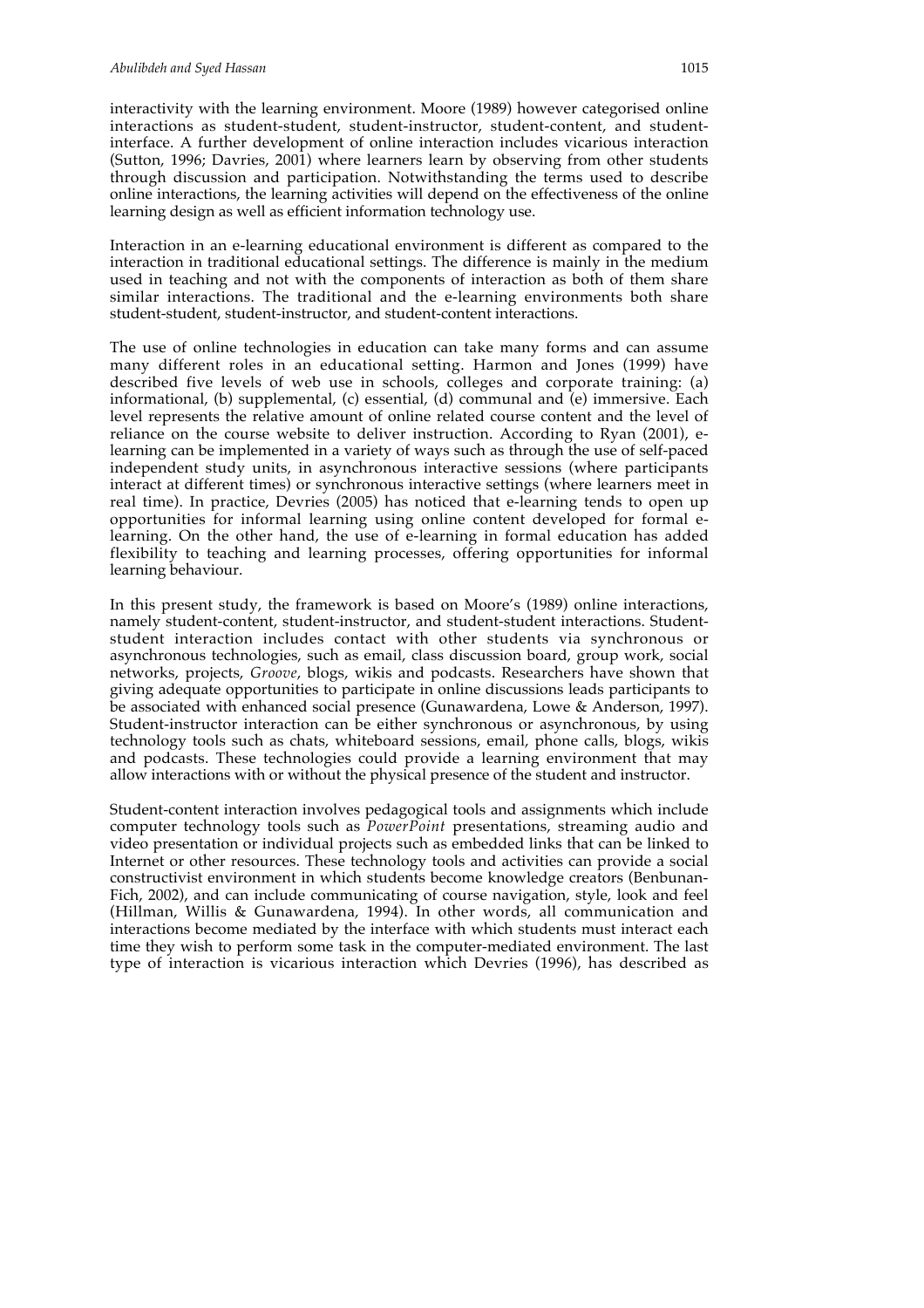interactivity with the learning environment. Moore (1989) however categorised online interactions as student-student, student-instructor, student-content, and student-interface. A further development of online interaction includes vicarious interaction (Sutton, 1996; Davries, 2001) where learners learn by observing from other students through discussion and participation. Notwithstanding the terms used to describe online interactions, the learning activities will depend on the effectiveness of the online learning design as well as efficient information technology use.

Interaction in an e-learning educational environment is different as compared to the interaction in traditional educational settings. The difference is mainly in the medium used in teaching and not with the components of interaction as both of them share similar interactions. The traditional and the e-learning environments both share student-student, student-instructor, and student-content interactions.

The use of online technologies in education can take many forms and can assume many different roles in an educational setting. Harmon and Jones (1999) have described five levels of web use in schools, colleges and corporate training: (a) informational, (b) supplemental, (c) essential, (d) communal and (e) immersive. Each level represents the relative amount of online related course content and the level of reliance on the course website to deliver instruction. According to Ryan (2001), e-learning can be implemented in a variety of ways such as through the use of self-paced independent study units, in asynchronous interactive sessions (where participants interact at different times) or synchronous interactive settings (where learners meet in real time). In practice, Devries (2005) has noticed that e-learning tends to open up opportunities for informal learning using online content developed for formal e-learning. On the other hand, the use of e-learning in formal education has added flexibility to teaching and learning processes, offering opportunities for informal learning behaviour.

In this present study, the framework is based on Moore's (1989) online interactions, namely student-content, student-instructor, and student-student interactions. Student-student interaction includes contact with other students via synchronous or asynchronous technologies, such as email, class discussion board, group work, social networks, projects, *Groove*, blogs, wikis and podcasts. Researchers have shown that giving adequate opportunities to participate in online discussions leads participants to be associated with enhanced social presence (Gunawardena, Lowe & Anderson, 1997). Student-instructor interaction can be either synchronous or asynchronous, by using technology tools such as chats, whiteboard sessions, email, phone calls, blogs, wikis and podcasts. These technologies could provide a learning environment that may allow interactions with or without the physical presence of the student and instructor.

Student-content interaction involves pedagogical tools and assignments which include computer technology tools such as *PowerPoint* presentations, streaming audio and video presentation or individual projects such as embedded links that can be linked to Internet or other resources. These technology tools and activities can provide a social constructivist environment in which students become knowledge creators (Benbunan-Fich, 2002), and can include communicating of course navigation, style, look and feel (Hillman, Willis & Gunawardena, 1994). In other words, all communication and interactions become mediated by the interface with which students must interact each time they wish to perform some task in the computer-mediated environment. The last type of interaction is vicarious interaction which Devries (1996), has described as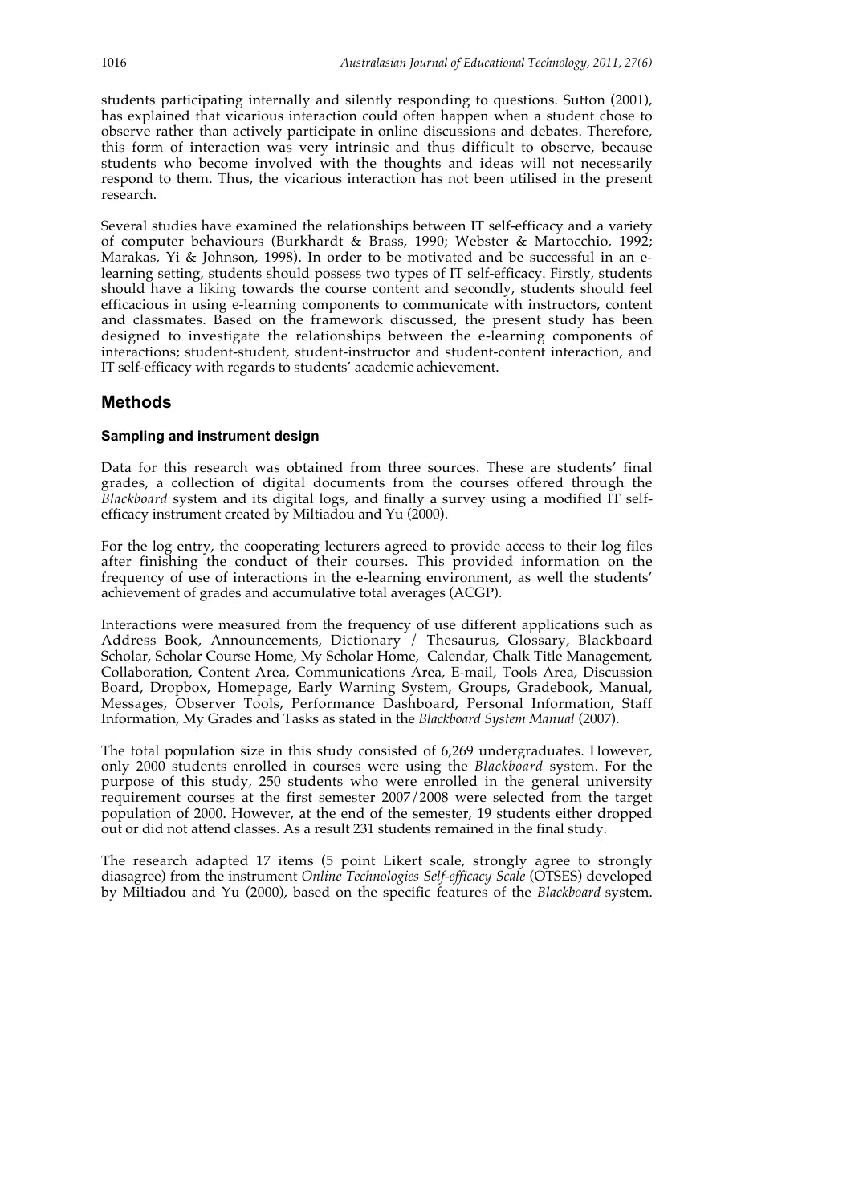students participating internally and silently responding to questions. Sutton (2001), has explained that vicarious interaction could often happen when a student chose to observe rather than actively participate in online discussions and debates. Therefore, this form of interaction was very intrinsic and thus difficult to observe, because students who become involved with the thoughts and ideas will not necessarily respond to them. Thus, the vicarious interaction has not been utilised in the present research.

Several studies have examined the relationships between IT self-efficacy and a variety of computer behaviours (Burkhardt & Brass, 1990; Webster & Martocchio, 1992; Marakas, Yi & Johnson, 1998). In order to be motivated and be successful in an e-learning setting, students should possess two types of IT self-efficacy. Firstly, students should have a liking towards the course content and secondly, students should feel efficacious in using e-learning components to communicate with instructors, content and classmates. Based on the framework discussed, the present study has been designed to investigate the relationships between the e-learning components of interactions; student-student, student-instructor and student-content interaction, and IT self-efficacy with regards to students' academic achievement.

## Methods

### Sampling and instrument design

Data for this research was obtained from three sources. These are students' final grades, a collection of digital documents from the courses offered through the *Blackboard* system and its digital logs, and finally a survey using a modified IT self-efficacy instrument created by Miltiadou and Yu (2000).

For the log entry, the cooperating lecturers agreed to provide access to their log files after finishing the conduct of their courses. This provided information on the frequency of use of interactions in the e-learning environment, as well the students' achievement of grades and accumulative total averages (ACGP).

Interactions were measured from the frequency of use different applications such as Address Book, Announcements, Dictionary / Thesaurus, Glossary, Blackboard Scholar, Scholar Course Home, My Scholar Home, Calendar, Chalk Title Management, Collaboration, Content Area, Communications Area, E-mail, Tools Area, Discussion Board, Dropbox, Homepage, Early Warning System, Groups, Gradebook, Manual, Messages, Observer Tools, Performance Dashboard, Personal Information, Staff Information, My Grades and Tasks as stated in the *Blackboard System Manual* (2007).

The total population size in this study consisted of 6,269 undergraduates. However, only 2000 students enrolled in courses were using the *Blackboard* system. For the purpose of this study, 250 students who were enrolled in the general university requirement courses at the first semester 2007/2008 were selected from the target population of 2000. However, at the end of the semester, 19 students either dropped out or did not attend classes. As a result 231 students remained in the final study.

The research adapted 17 items (5 point Likert scale, strongly agree to strongly diasagree) from the instrument *Online Technologies Self-efficacy Scale* (OTSES) developed by Miltiadou and Yu (2000), based on the specific features of the *Blackboard* system.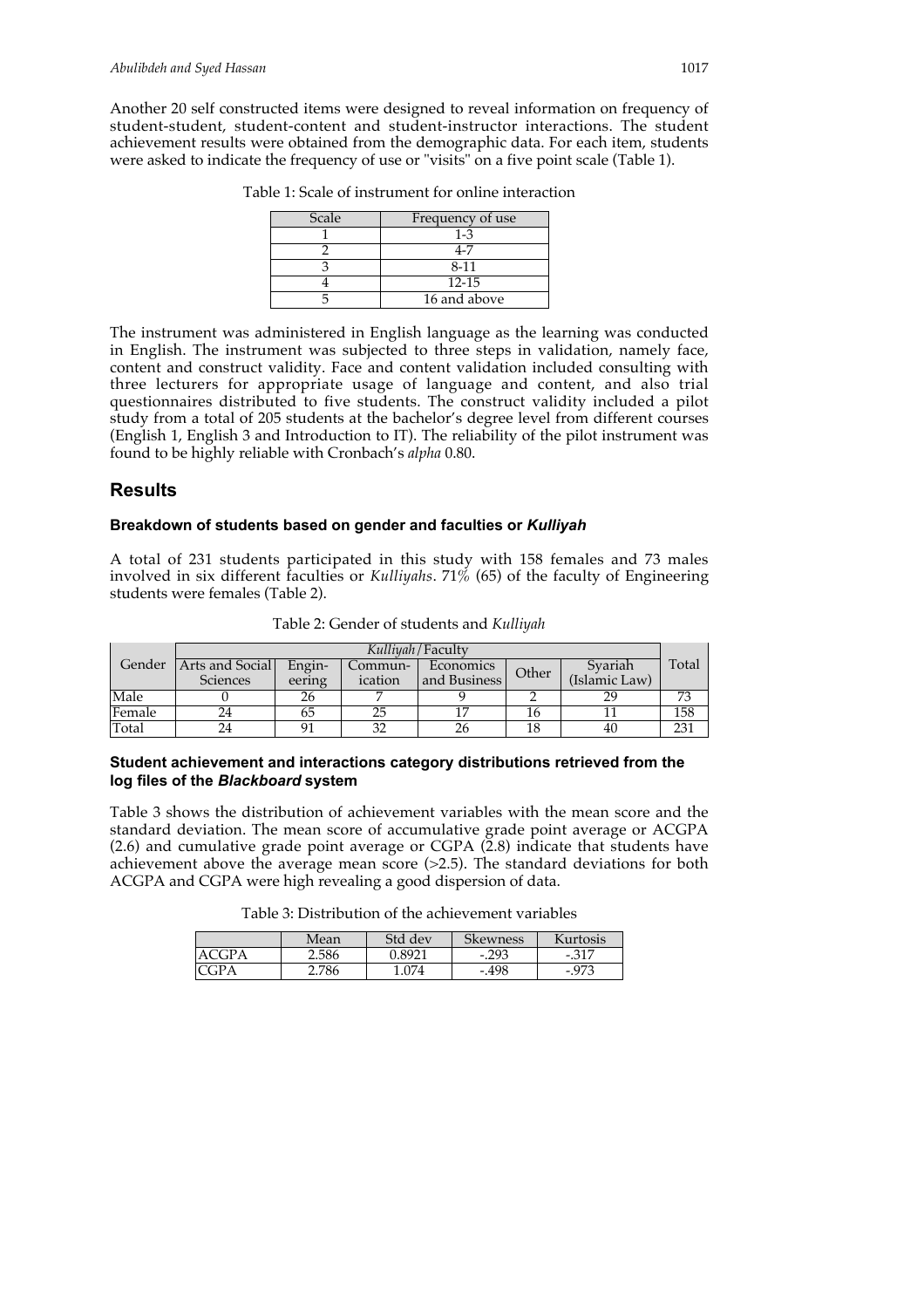Another 20 self constructed items were designed to reveal information on frequency of student-student, student-content and student-instructor interactions. The student achievement results were obtained from the demographic data. For each item, students were asked to indicate the frequency of use or "visits" on a five point scale (Table 1).

Table 1: Scale of instrument for online interaction

| Scale | Frequency of use |
|---|---|
| 1 | 1-3 |
| 2 | 4-7 |
| 3 | 8-11 |
| 4 | 12-15 |
| 5 | 16 and above |

The instrument was administered in English language as the learning was conducted in English. The instrument was subjected to three steps in validation, namely face, content and construct validity. Face and content validation included consulting with three lecturers for appropriate usage of language and content, and also trial questionnaires distributed to five students. The construct validity included a pilot study from a total of 205 students at the bachelor's degree level from different courses (English 1, English 3 and Introduction to IT). The reliability of the pilot instrument was found to be highly reliable with Cronbach's *alpha* 0.80.

## Results

### Breakdown of students based on gender and faculties or *Kulliyah*

A total of 231 students participated in this study with 158 females and 73 males involved in six different faculties or *Kulliyahs*. 71% (65) of the faculty of Engineering students were females (Table 2).

Table 2: Gender of students and *Kulliyah*

| Gender | *Kulliyah*/Faculty | | | | | | Total |
|---|---|---|---|---|---|---|---|
| | Arts and Social Sciences | Engin-eering | Commun-ication | Economics and Business | Other | Syariah (Islamic Law) | |
| Male | 0 | 26 | 7 | 9 | 2 | 29 | 73 |
| Female | 24 | 65 | 25 | 17 | 16 | 11 | 158 |
| Total | 24 | 91 | 32 | 26 | 18 | 40 | 231 |

### Student achievement and interactions category distributions retrieved from the log files of the *Blackboard* system

Table 3 shows the distribution of achievement variables with the mean score and the standard deviation. The mean score of accumulative grade point average or ACGPA (2.6) and cumulative grade point average or CGPA (2.8) indicate that students have achievement above the average mean score (>2.5). The standard deviations for both ACGPA and CGPA were high revealing a good dispersion of data.

Table 3: Distribution of the achievement variables

| | Mean | Std dev | Skewness | Kurtosis |
|---|---|---|---|---|
| ACGPA | 2.586 | 0.8921 | -.293 | -.317 |
| CGPA | 2.786 | 1.074 | -.498 | -.973 |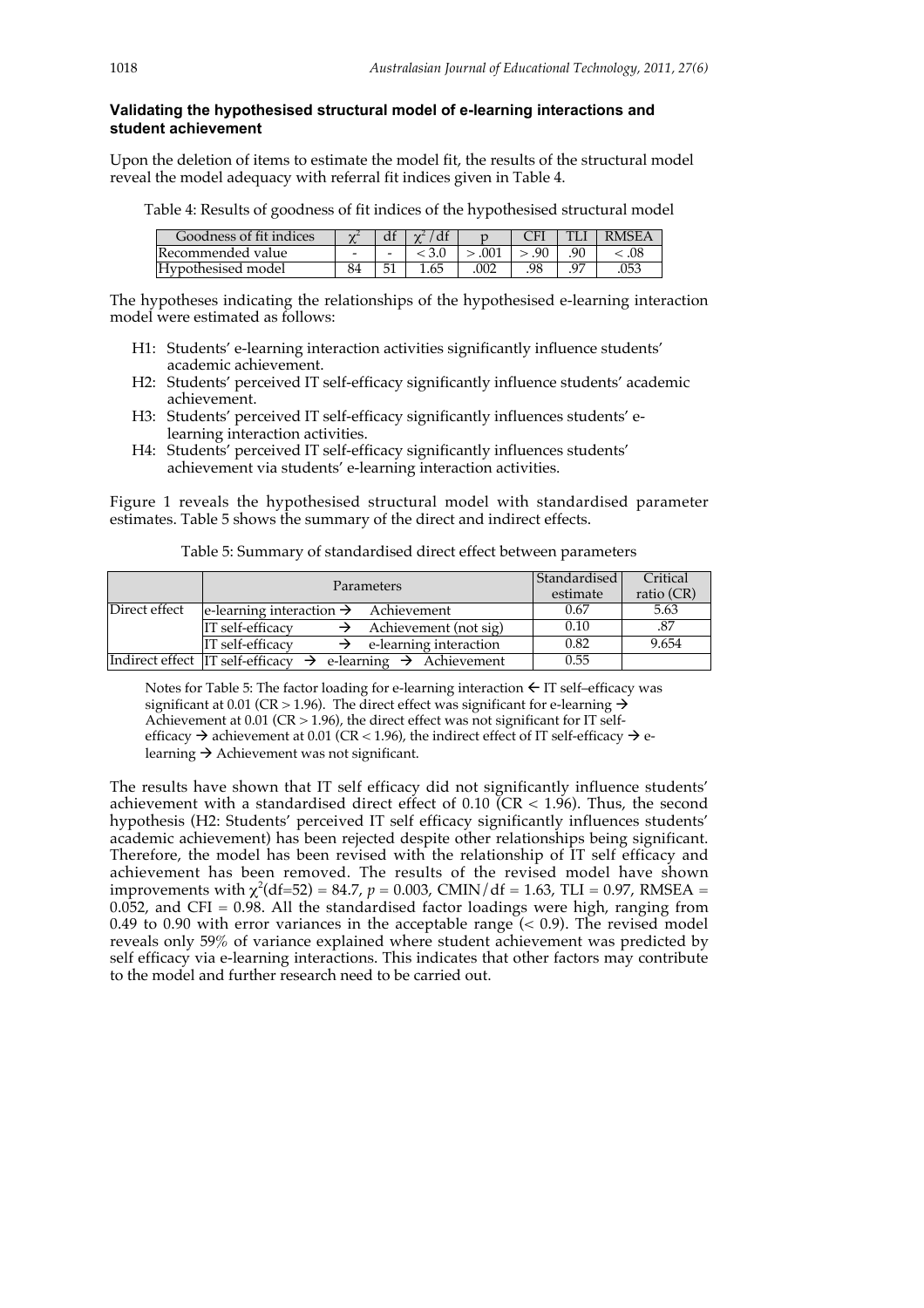### Validating the hypothesised structural model of e-learning interactions and student achievement

Upon the deletion of items to estimate the model fit, the results of the structural model reveal the model adequacy with referral fit indices given in Table 4.

Table 4: Results of goodness of fit indices of the hypothesised structural model

| Goodness of fit indices | $\chi^2$ | df | $\chi^2$ / df | p | CFI | TLI | RMSEA |
|---|---|---|---|---|---|---|---|
| Recommended value | - | - | < 3.0 | > .001 | > .90 | .90 | < .08 |
| Hypothesised model | 84 | 51 | 1.65 | .002 | .98 | .97 | .053 |

The hypotheses indicating the relationships of the hypothesised e-learning interaction model were estimated as follows:

- H1: Students' e-learning interaction activities significantly influence students' academic achievement.
- H2: Students' perceived IT self-efficacy significantly influence students' academic achievement.
- H3: Students' perceived IT self-efficacy significantly influences students' e-learning interaction activities.
- H4: Students' perceived IT self-efficacy significantly influences students' achievement via students' e-learning interaction activities.

Figure 1 reveals the hypothesised structural model with standardised parameter estimates. Table 5 shows the summary of the direct and indirect effects.

Table 5: Summary of standardised direct effect between parameters

| | Parameters | Standardised estimate | Critical ratio (CR) |
|---|---|---|---|
| Direct effect | e-learning interaction → Achievement | 0.67 | 5.63 |
| | IT self-efficacy → Achievement (not sig) | 0.10 | .87 |
| | IT self-efficacy → e-learning interaction | 0.82 | 9.654 |
| Indirect effect | IT self-efficacy → e-learning → Achievement | 0.55 | |

Notes for Table 5: The factor loading for e-learning interaction ← IT self–efficacy was significant at 0.01 (CR > 1.96). The direct effect was significant for e-learning → Achievement at 0.01 (CR > 1.96), the direct effect was not significant for IT self-efficacy → achievement at 0.01 (CR < 1.96), the indirect effect of IT self-efficacy → e-learning → Achievement was not significant.

The results have shown that IT self efficacy did not significantly influence students' achievement with a standardised direct effect of 0.10 (CR < 1.96). Thus, the second hypothesis (H2: Students' perceived IT self efficacy significantly influences students' academic achievement) has been rejected despite other relationships being significant. Therefore, the model has been revised with the relationship of IT self efficacy and achievement has been removed. The results of the revised model have shown improvements with $\chi^2$(df=52) = 84.7, $p$ = 0.003, CMIN/df = 1.63, TLI = 0.97, RMSEA = 0.052, and CFI = 0.98. All the standardised factor loadings were high, ranging from 0.49 to 0.90 with error variances in the acceptable range (< 0.9). The revised model reveals only 59% of variance explained where student achievement was predicted by self efficacy via e-learning interactions. This indicates that other factors may contribute to the model and further research need to be carried out.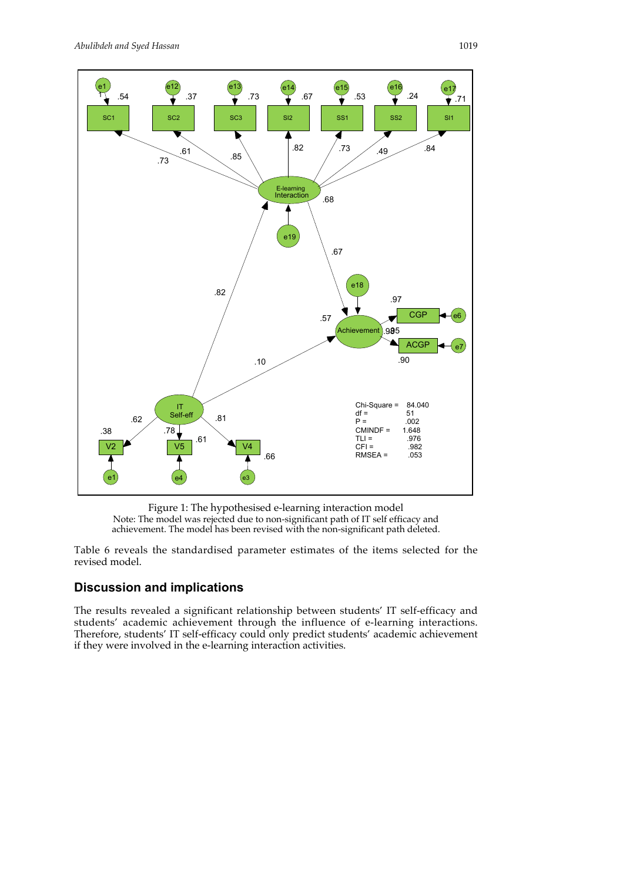Figure 1: The hypothesised e-learning interaction model
Note: The model was rejected due to non-significant path of IT self efficacy and achievement. The model has been revised with the non-significant path deleted.

Table 6 reveals the standardised parameter estimates of the items selected for the revised model.

## Discussion and implications

The results revealed a significant relationship between students' IT self-efficacy and students' academic achievement through the influence of e-learning interactions. Therefore, students' IT self-efficacy could only predict students' academic achievement if they were involved in the e-learning interaction activities.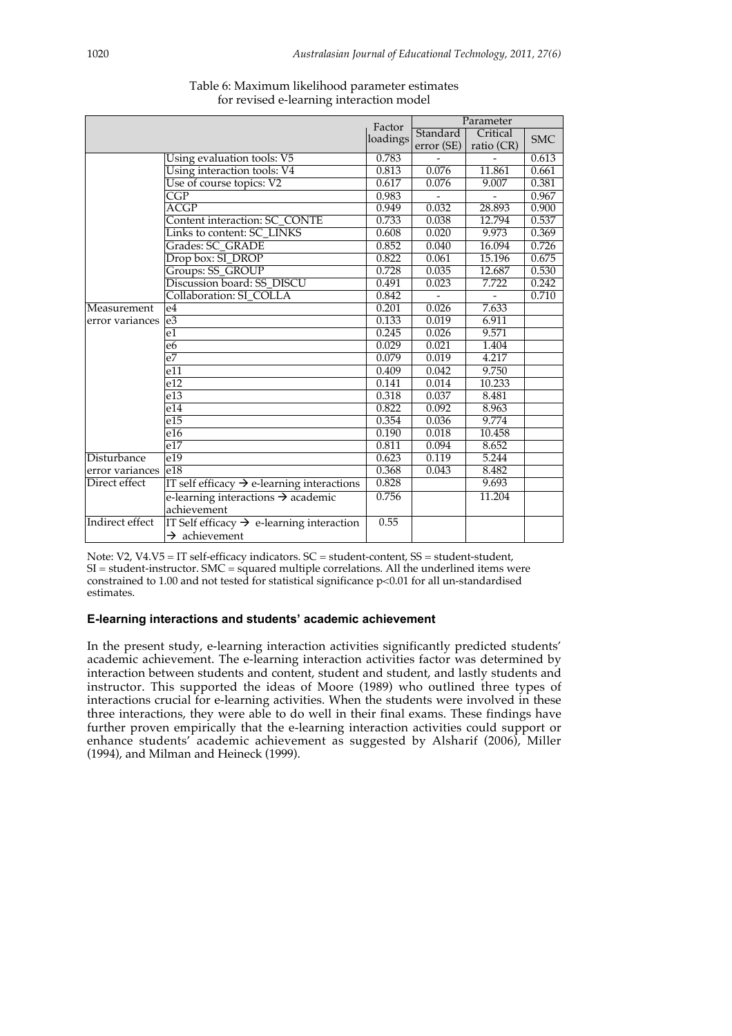Table 6: Maximum likelihood parameter estimates for revised e-learning interaction model

| | | Factor loadings | Parameter | | |
|---|---|---|---|---|---|
| | | | Standard error (SE) | Critical ratio (CR) | SMC |
| | Using evaluation tools: V5 | 0.783 | - | - | 0.613 |
| | Using interaction tools: V4 | 0.813 | 0.076 | 11.861 | 0.661 |
| | Use of course topics: V2 | 0.617 | 0.076 | 9.007 | 0.381 |
| | CGP | 0.983 | - | - | 0.967 |
| | ACGP | 0.949 | 0.032 | 28.893 | 0.900 |
| | Content interaction: SC_CONTE | 0.733 | 0.038 | 12.794 | 0.537 |
| | Links to content: SC_LINKS | 0.608 | 0.020 | 9.973 | 0.369 |
| | Grades: SC_GRADE | 0.852 | 0.040 | 16.094 | 0.726 |
| | Drop box: SI_DROP | 0.822 | 0.061 | 15.196 | 0.675 |
| | Groups: SS_GROUP | 0.728 | 0.035 | 12.687 | 0.530 |
| | Discussion board: SS_DISCU | 0.491 | 0.023 | 7.722 | 0.242 |
| | Collaboration: SI_COLLA | 0.842 | - | - | 0.710 |
| Measurement error variances | e4 | 0.201 | 0.026 | 7.633 | |
| | e3 | 0.133 | 0.019 | 6.911 | |
| | e1 | 0.245 | 0.026 | 9.571 | |
| | e6 | 0.029 | 0.021 | 1.404 | |
| | e7 | 0.079 | 0.019 | 4.217 | |
| | e11 | 0.409 | 0.042 | 9.750 | |
| | e12 | 0.141 | 0.014 | 10.233 | |
| | e13 | 0.318 | 0.037 | 8.481 | |
| | e14 | 0.822 | 0.092 | 8.963 | |
| | e15 | 0.354 | 0.036 | 9.774 | |
| | e16 | 0.190 | 0.018 | 10.458 | |
| | e17 | 0.811 | 0.094 | 8.652 | |
| Disturbance error variances | e19 | 0.623 | 0.119 | 5.244 | |
| | e18 | 0.368 | 0.043 | 8.482 | |
| Direct effect | IT self efficacy → e-learning interactions | 0.828 | | 9.693 | |
| | e-learning interactions → academic achievement | 0.756 | | 11.204 | |
| Indirect effect | IT Self efficacy → e-learning interaction → achievement | 0.55 | | | |

Note: V2, V4.V5 = IT self-efficacy indicators. SC = student-content, SS = student-student, SI = student-instructor. SMC = squared multiple correlations. All the underlined items were constrained to 1.00 and not tested for statistical significance $p<0.01$ for all un-standardised estimates.

### E-learning interactions and students' academic achievement

In the present study, e-learning interaction activities significantly predicted students' academic achievement. The e-learning interaction activities factor was determined by interaction between students and content, student and student, and lastly students and instructor. This supported the ideas of Moore (1989) who outlined three types of interactions crucial for e-learning activities. When the students were involved in these three interactions, they were able to do well in their final exams. These findings have further proven empirically that the e-learning interaction activities could support or enhance students' academic achievement as suggested by Alsharif (2006), Miller (1994), and Milman and Heineck (1999).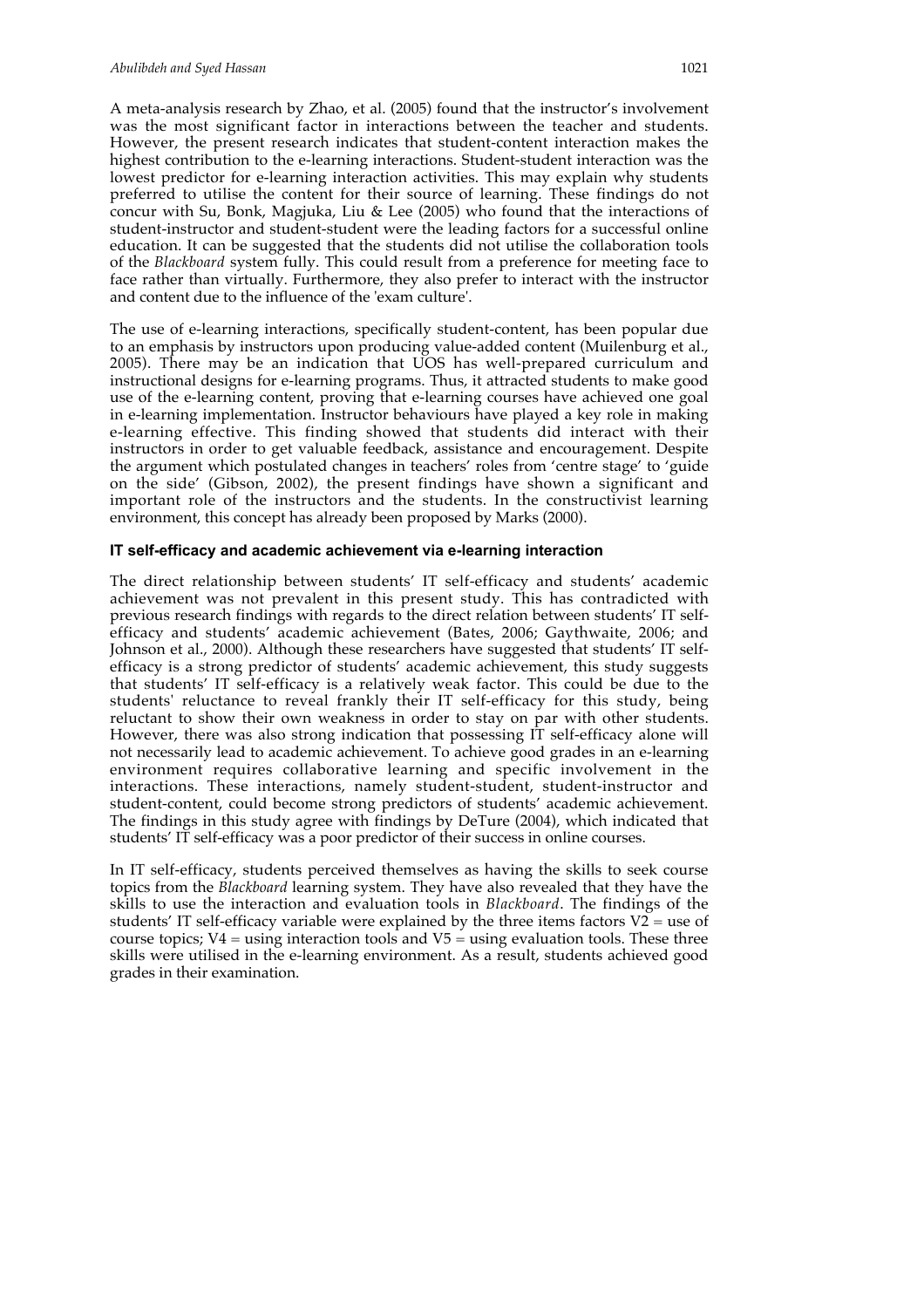A meta-analysis research by Zhao, et al. (2005) found that the instructor's involvement was the most significant factor in interactions between the teacher and students. However, the present research indicates that student-content interaction makes the highest contribution to the e-learning interactions. Student-student interaction was the lowest predictor for e-learning interaction activities. This may explain why students preferred to utilise the content for their source of learning. These findings do not concur with Su, Bonk, Magjuka, Liu & Lee (2005) who found that the interactions of student-instructor and student-student were the leading factors for a successful online education. It can be suggested that the students did not utilise the collaboration tools of the *Blackboard* system fully. This could result from a preference for meeting face to face rather than virtually. Furthermore, they also prefer to interact with the instructor and content due to the influence of the 'exam culture'.

The use of e-learning interactions, specifically student-content, has been popular due to an emphasis by instructors upon producing value-added content (Muilenburg et al., 2005). There may be an indication that UOS has well-prepared curriculum and instructional designs for e-learning programs. Thus, it attracted students to make good use of the e-learning content, proving that e-learning courses have achieved one goal in e-learning implementation. Instructor behaviours have played a key role in making e-learning effective. This finding showed that students did interact with their instructors in order to get valuable feedback, assistance and encouragement. Despite the argument which postulated changes in teachers' roles from 'centre stage' to 'guide on the side' (Gibson, 2002), the present findings have shown a significant and important role of the instructors and the students. In the constructivist learning environment, this concept has already been proposed by Marks (2000).

### IT self-efficacy and academic achievement via e-learning interaction

The direct relationship between students' IT self-efficacy and students' academic achievement was not prevalent in this present study. This has contradicted with previous research findings with regards to the direct relation between students' IT self-efficacy and students' academic achievement (Bates, 2006; Gaythwaite, 2006; and Johnson et al., 2000). Although these researchers have suggested that students' IT self-efficacy is a strong predictor of students' academic achievement, this study suggests that students' IT self-efficacy is a relatively weak factor. This could be due to the students' reluctance to reveal frankly their IT self-efficacy for this study, being reluctant to show their own weakness in order to stay on par with other students. However, there was also strong indication that possessing IT self-efficacy alone will not necessarily lead to academic achievement. To achieve good grades in an e-learning environment requires collaborative learning and specific involvement in the interactions. These interactions, namely student-student, student-instructor and student-content, could become strong predictors of students' academic achievement. The findings in this study agree with findings by DeTure (2004), which indicated that students' IT self-efficacy was a poor predictor of their success in online courses.

In IT self-efficacy, students perceived themselves as having the skills to seek course topics from the *Blackboard* learning system. They have also revealed that they have the skills to use the interaction and evaluation tools in *Blackboard*. The findings of the students' IT self-efficacy variable were explained by the three items factors V2 = use of course topics; V4 = using interaction tools and V5 = using evaluation tools. These three skills were utilised in the e-learning environment. As a result, students achieved good grades in their examination.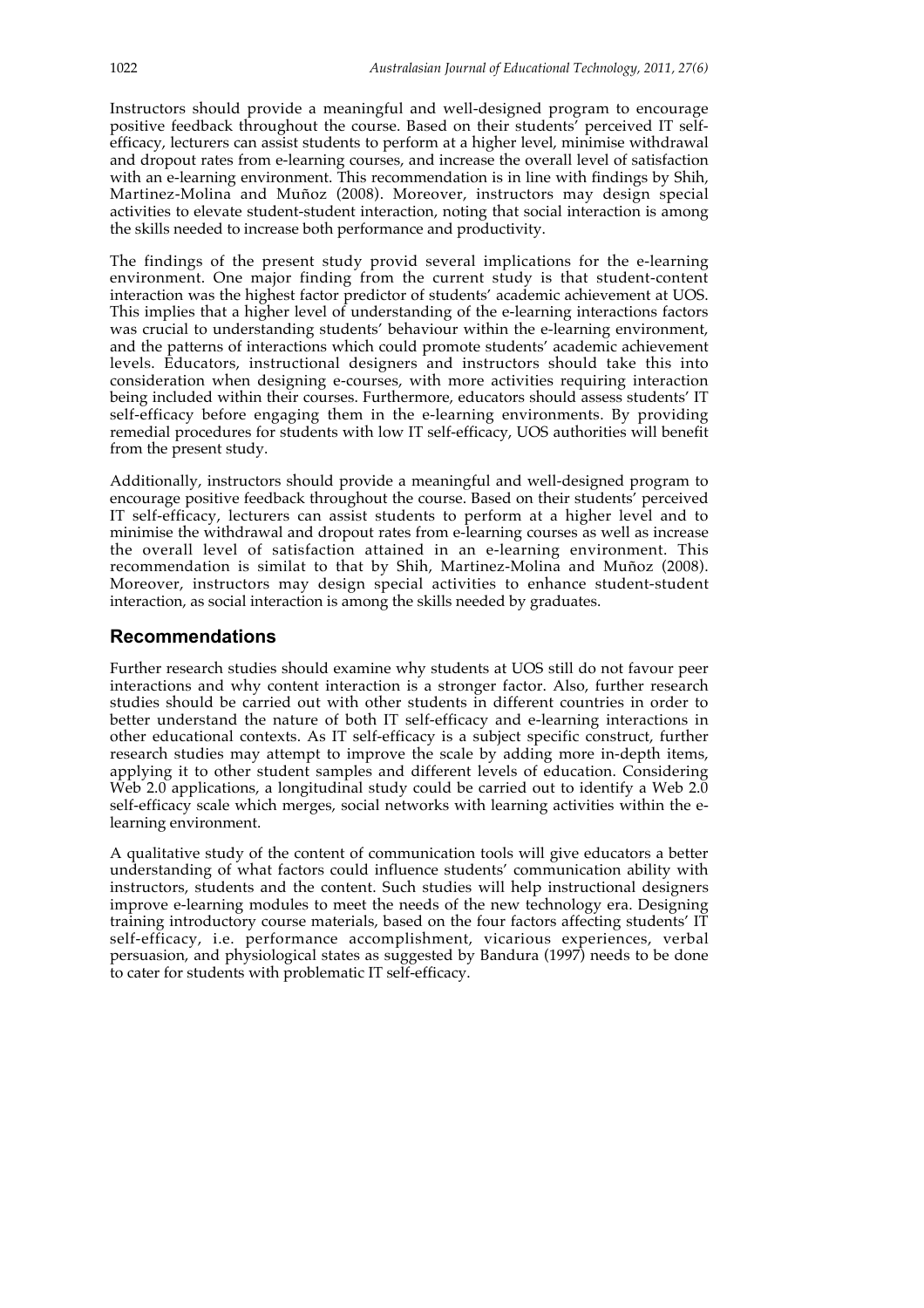Instructors should provide a meaningful and well-designed program to encourage positive feedback throughout the course. Based on their students' perceived IT self-efficacy, lecturers can assist students to perform at a higher level, minimise withdrawal and dropout rates from e-learning courses, and increase the overall level of satisfaction with an e-learning environment. This recommendation is in line with findings by Shih, Martinez-Molina and Muñoz (2008). Moreover, instructors may design special activities to elevate student-student interaction, noting that social interaction is among the skills needed to increase both performance and productivity.

The findings of the present study provid several implications for the e-learning environment. One major finding from the current study is that student-content interaction was the highest factor predictor of students' academic achievement at UOS. This implies that a higher level of understanding of the e-learning interactions factors was crucial to understanding students' behaviour within the e-learning environment, and the patterns of interactions which could promote students' academic achievement levels. Educators, instructional designers and instructors should take this into consideration when designing e-courses, with more activities requiring interaction being included within their courses. Furthermore, educators should assess students' IT self-efficacy before engaging them in the e-learning environments. By providing remedial procedures for students with low IT self-efficacy, UOS authorities will benefit from the present study.

Additionally, instructors should provide a meaningful and well-designed program to encourage positive feedback throughout the course. Based on their students' perceived IT self-efficacy, lecturers can assist students to perform at a higher level and to minimise the withdrawal and dropout rates from e-learning courses as well as increase the overall level of satisfaction attained in an e-learning environment. This recommendation is similat to that by Shih, Martinez-Molina and Muñoz (2008). Moreover, instructors may design special activities to enhance student-student interaction, as social interaction is among the skills needed by graduates.

## Recommendations

Further research studies should examine why students at UOS still do not favour peer interactions and why content interaction is a stronger factor. Also, further research studies should be carried out with other students in different countries in order to better understand the nature of both IT self-efficacy and e-learning interactions in other educational contexts. As IT self-efficacy is a subject specific construct, further research studies may attempt to improve the scale by adding more in-depth items, applying it to other student samples and different levels of education. Considering Web 2.0 applications, a longitudinal study could be carried out to identify a Web 2.0 self-efficacy scale which merges, social networks with learning activities within the e-learning environment.

A qualitative study of the content of communication tools will give educators a better understanding of what factors could influence students' communication ability with instructors, students and the content. Such studies will help instructional designers improve e-learning modules to meet the needs of the new technology era. Designing training introductory course materials, based on the four factors affecting students' IT self-efficacy, i.e. performance accomplishment, vicarious experiences, verbal persuasion, and physiological states as suggested by Bandura (1997) needs to be done to cater for students with problematic IT self-efficacy.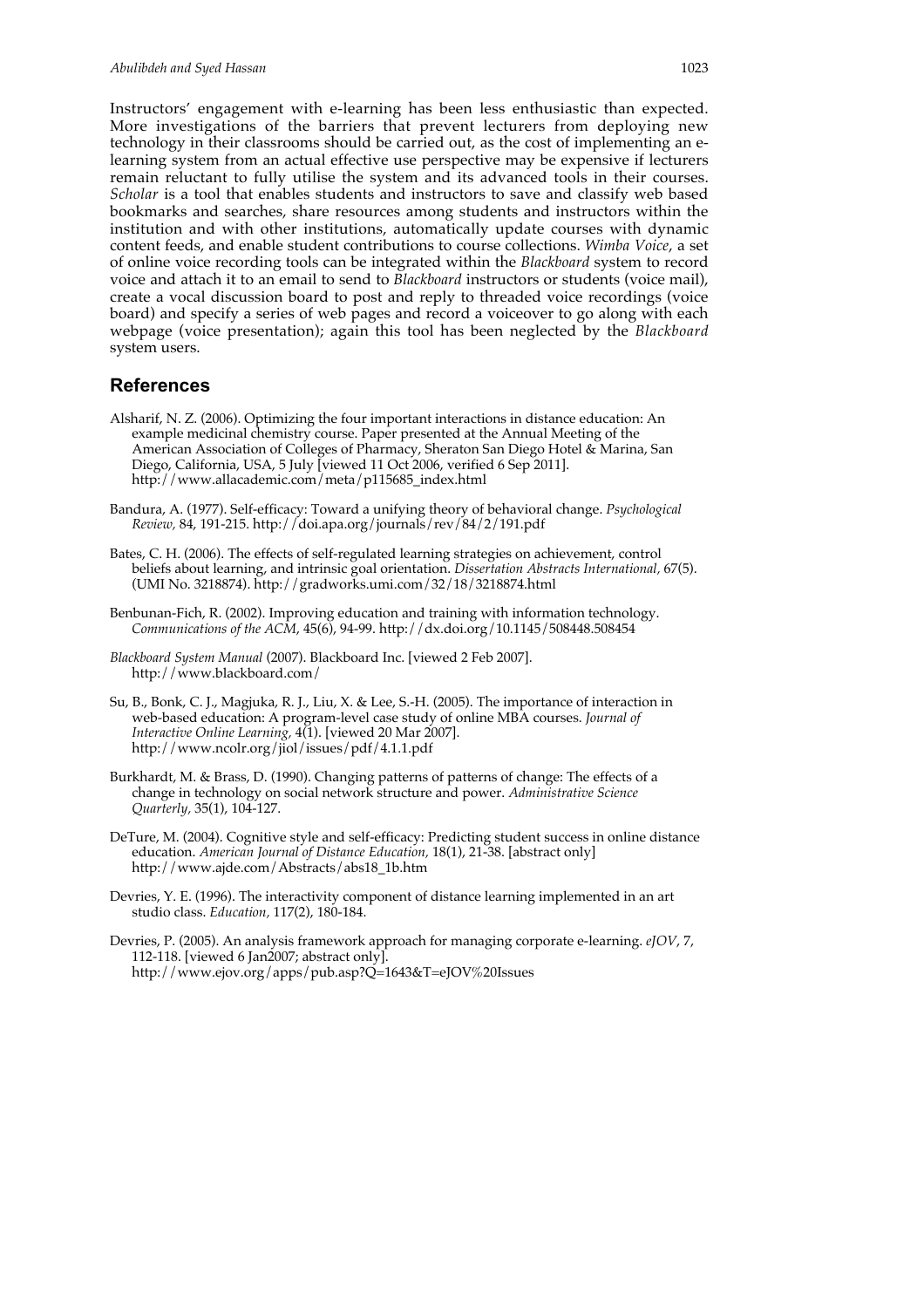Instructors' engagement with e-learning has been less enthusiastic than expected. More investigations of the barriers that prevent lecturers from deploying new technology in their classrooms should be carried out, as the cost of implementing an e-learning system from an actual effective use perspective may be expensive if lecturers remain reluctant to fully utilise the system and its advanced tools in their courses. *Scholar* is a tool that enables students and instructors to save and classify web based bookmarks and searches, share resources among students and instructors within the institution and with other institutions, automatically update courses with dynamic content feeds, and enable student contributions to course collections. *Wimba Voice*, a set of online voice recording tools can be integrated within the *Blackboard* system to record voice and attach it to an email to send to *Blackboard* instructors or students (voice mail), create a vocal discussion board to post and reply to threaded voice recordings (voice board) and specify a series of web pages and record a voiceover to go along with each webpage (voice presentation); again this tool has been neglected by the *Blackboard* system users.

## References

Alsharif, N. Z. (2006). Optimizing the four important interactions in distance education: An example medicinal chemistry course. Paper presented at the Annual Meeting of the American Association of Colleges of Pharmacy, Sheraton San Diego Hotel & Marina, San Diego, California, USA, 5 July [viewed 11 Oct 2006, verified 6 Sep 2011]. http://www.allacademic.com/meta/p115685_index.html

Bandura, A. (1977). Self-efficacy: Toward a unifying theory of behavioral change. *Psychological Review,* 84, 191-215. http://doi.apa.org/journals/rev/84/2/191.pdf

Bates, C. H. (2006). The effects of self-regulated learning strategies on achievement, control beliefs about learning, and intrinsic goal orientation. *Dissertation Abstracts International,* 67(5). (UMI No. 3218874). http://gradworks.umi.com/32/18/3218874.html

Benbunan-Fich, R. (2002). Improving education and training with information technology. *Communications of the ACM*, 45(6), 94-99. http://dx.doi.org/10.1145/508448.508454

*Blackboard System Manual* (2007). Blackboard Inc. [viewed 2 Feb 2007]. http://www.blackboard.com/

Su, B., Bonk, C. J., Magjuka, R. J., Liu, X. & Lee, S.-H. (2005). The importance of interaction in web-based education: A program-level case study of online MBA courses. *Journal of Interactive Online Learning,* 4(1). [viewed 20 Mar 2007]. http://www.ncolr.org/jiol/issues/pdf/4.1.1.pdf

Burkhardt, M. & Brass, D. (1990). Changing patterns of patterns of change: The effects of a change in technology on social network structure and power. *Administrative Science Quarterly,* 35(1), 104-127.

DeTure, M. (2004). Cognitive style and self-efficacy: Predicting student success in online distance education. *American Journal of Distance Education,* 18(1), 21-38. [abstract only] http://www.ajde.com/Abstracts/abs18_1b.htm

Devries, Y. E. (1996). The interactivity component of distance learning implemented in an art studio class. *Education,* 117(2), 180-184.

Devries, P. (2005). An analysis framework approach for managing corporate e-learning. *eJOV*, 7, 112-118. [viewed 6 Jan2007; abstract only]. http://www.ejov.org/apps/pub.asp?Q=1643&T=eJOV%20Issues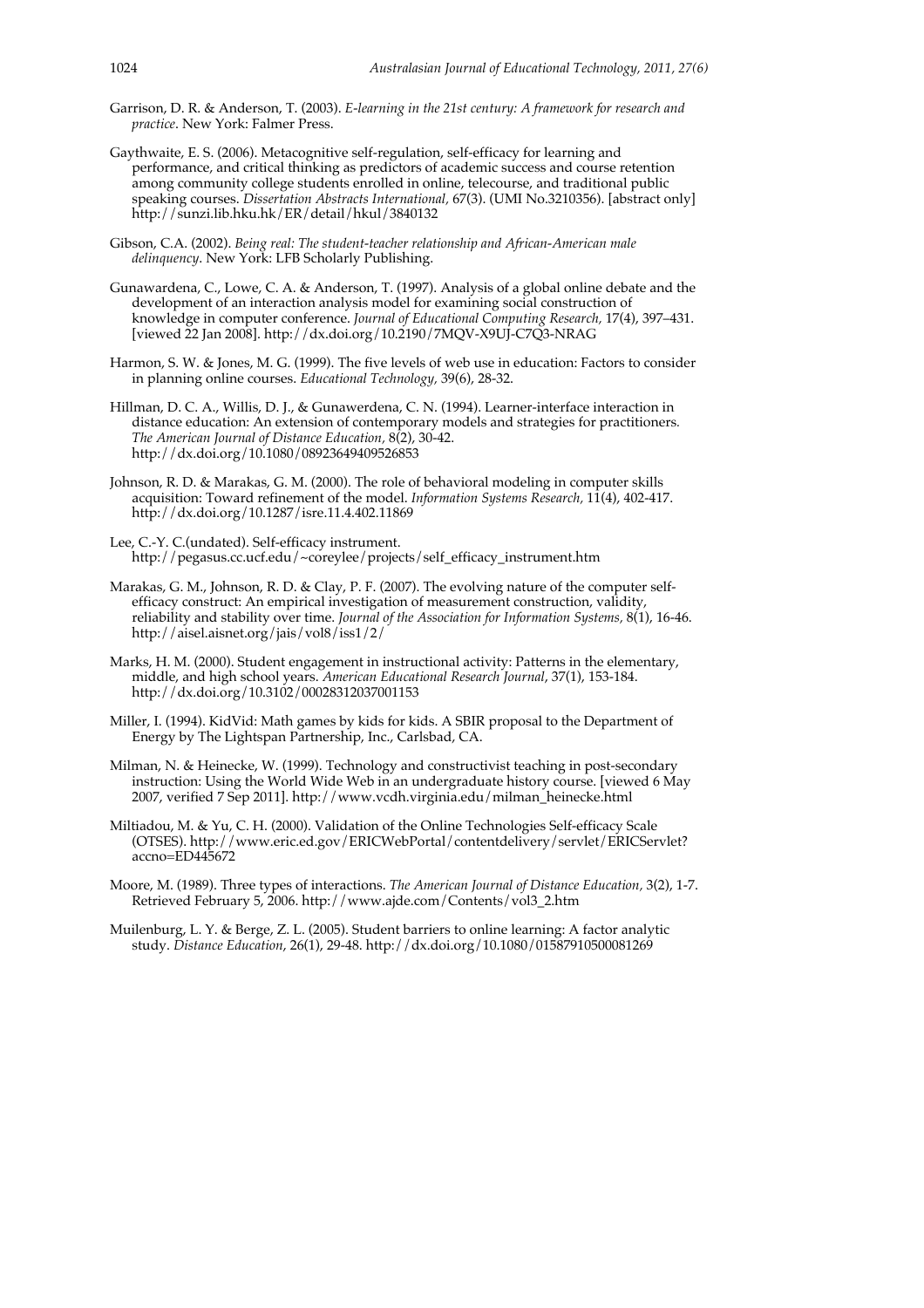Garrison, D. R. & Anderson, T. (2003). *E-learning in the 21st century: A framework for research and practice*. New York: Falmer Press.

Gaythwaite, E. S. (2006). Metacognitive self-regulation, self-efficacy for learning and performance, and critical thinking as predictors of academic success and course retention among community college students enrolled in online, telecourse, and traditional public speaking courses. *Dissertation Abstracts International,* 67(3). (UMI No.3210356). [abstract only] http://sunzi.lib.hku.hk/ER/detail/hkul/3840132

Gibson, C.A. (2002). *Being real: The student-teacher relationship and African-American male delinquency*. New York: LFB Scholarly Publishing.

Gunawardena, C., Lowe, C. A. & Anderson, T. (1997). Analysis of a global online debate and the development of an interaction analysis model for examining social construction of knowledge in computer conference. *Journal of Educational Computing Research,* 17(4), 397–431. [viewed 22 Jan 2008]. http://dx.doi.org/10.2190/7MQV-X9UJ-C7Q3-NRAG

Harmon, S. W. & Jones, M. G. (1999). The five levels of web use in education: Factors to consider in planning online courses. *Educational Technology,* 39(6), 28-32.

Hillman, D. C. A., Willis, D. J., & Gunawerdena, C. N. (1994). Learner-interface interaction in distance education: An extension of contemporary models and strategies for practitioners. *The American Journal of Distance Education,* 8(2), 30-42. http://dx.doi.org/10.1080/08923649409526853

Johnson, R. D. & Marakas, G. M. (2000). The role of behavioral modeling in computer skills acquisition: Toward refinement of the model. *Information Systems Research,* 11(4), 402-417. http://dx.doi.org/10.1287/isre.11.4.402.11869

Lee, C.-Y. C.(undated). Self-efficacy instrument. http://pegasus.cc.ucf.edu/~coreylee/projects/self_efficacy_instrument.htm

Marakas, G. M., Johnson, R. D. & Clay, P. F. (2007). The evolving nature of the computer self-efficacy construct: An empirical investigation of measurement construction, validity, reliability and stability over time. *Journal of the Association for Information Systems,* 8(1), 16-46. http://aisel.aisnet.org/jais/vol8/iss1/2/

Marks, H. M. (2000). Student engagement in instructional activity: Patterns in the elementary, middle, and high school years. *American Educational Research Journal*, 37(1), 153-184. http://dx.doi.org/10.3102/00028312037001153

Miller, I. (1994). KidVid: Math games by kids for kids. A SBIR proposal to the Department of Energy by The Lightspan Partnership, Inc., Carlsbad, CA.

Milman, N. & Heinecke, W. (1999). Technology and constructivist teaching in post-secondary instruction: Using the World Wide Web in an undergraduate history course. [viewed 6 May 2007, verified 7 Sep 2011]. http://www.vcdh.virginia.edu/milman_heinecke.html

Miltiadou, M. & Yu, C. H. (2000). Validation of the Online Technologies Self-efficacy Scale (OTSES). http://www.eric.ed.gov/ERICWebPortal/contentdelivery/servlet/ERICServlet?accno=ED445672

Moore, M. (1989). Three types of interactions. *The American Journal of Distance Education,* 3(2), 1-7. Retrieved February 5, 2006. http://www.ajde.com/Contents/vol3_2.htm

Muilenburg, L. Y. & Berge, Z. L. (2005). Student barriers to online learning: A factor analytic study. *Distance Education*, 26(1), 29-48. http://dx.doi.org/10.1080/01587910500081269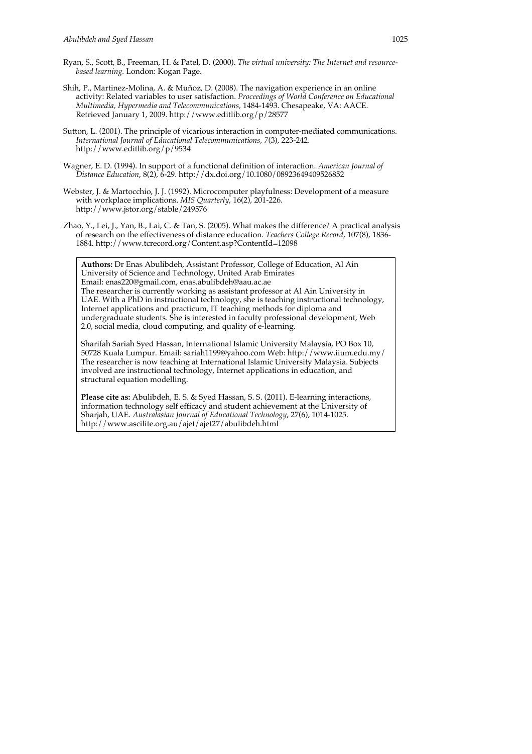Ryan, S., Scott, B., Freeman, H. & Patel, D. (2000). *The virtual university: The Internet and resource-based learning.* London: Kogan Page.

Shih, P., Martinez-Molina, A. & Muñoz, D. (2008). The navigation experience in an online activity: Related variables to user satisfaction. *Proceedings of World Conference on Educational Multimedia, Hypermedia and Telecommunications,* 1484-1493. Chesapeake, VA: AACE. Retrieved January 1, 2009. http://www.editlib.org/p/28577

Sutton, L. (2001). The principle of vicarious interaction in computer-mediated communications. *International Journal of Educational Telecommunications, 7*(3), 223-242. http://www.editlib.org/p/9534

Wagner, E. D. (1994). In support of a functional definition of interaction. *American Journal of Distance Education*, 8(2), 6-29. http://dx.doi.org/10.1080/08923649409526852

Webster, J. & Martocchio, J. J. (1992). Microcomputer playfulness: Development of a measure with workplace implications. *MIS Quarterly*, 16(2), 201-226. http://www.jstor.org/stable/249576

Zhao, Y., Lei, J., Yan, B., Lai, C. & Tan, S. (2005). What makes the difference? A practical analysis of research on the effectiveness of distance education. *Teachers College Record*, 107(8), 1836-1884. http://www.tcrecord.org/Content.asp?ContentId=12098

**Authors:** Dr Enas Abulibdeh, Assistant Professor, College of Education, Al Ain University of Science and Technology, United Arab Emirates
Email: enas220@gmail.com, enas.abulibdeh@aau.ac.ae
The researcher is currently working as assistant professor at Al Ain University in UAE. With a PhD in instructional technology, she is teaching instructional technology, Internet applications and practicum, IT teaching methods for diploma and undergraduate students. She is interested in faculty professional development, Web 2.0, social media, cloud computing, and quality of e-learning.

Sharifah Sariah Syed Hassan, International Islamic University Malaysia, PO Box 10, 50728 Kuala Lumpur. Email: sariah1199@yahoo.com Web: http://www.iium.edu.my/
The researcher is now teaching at International Islamic University Malaysia. Subjects involved are instructional technology, Internet applications in education, and structural equation modelling.

**Please cite as:** Abulibdeh, E. S. & Syed Hassan, S. S. (2011). E-learning interactions, information technology self efficacy and student achievement at the University of Sharjah, UAE. *Australasian Journal of Educational Technology*, 27(6), 1014-1025. http://www.ascilite.org.au/ajet/ajet27/abulibdeh.html